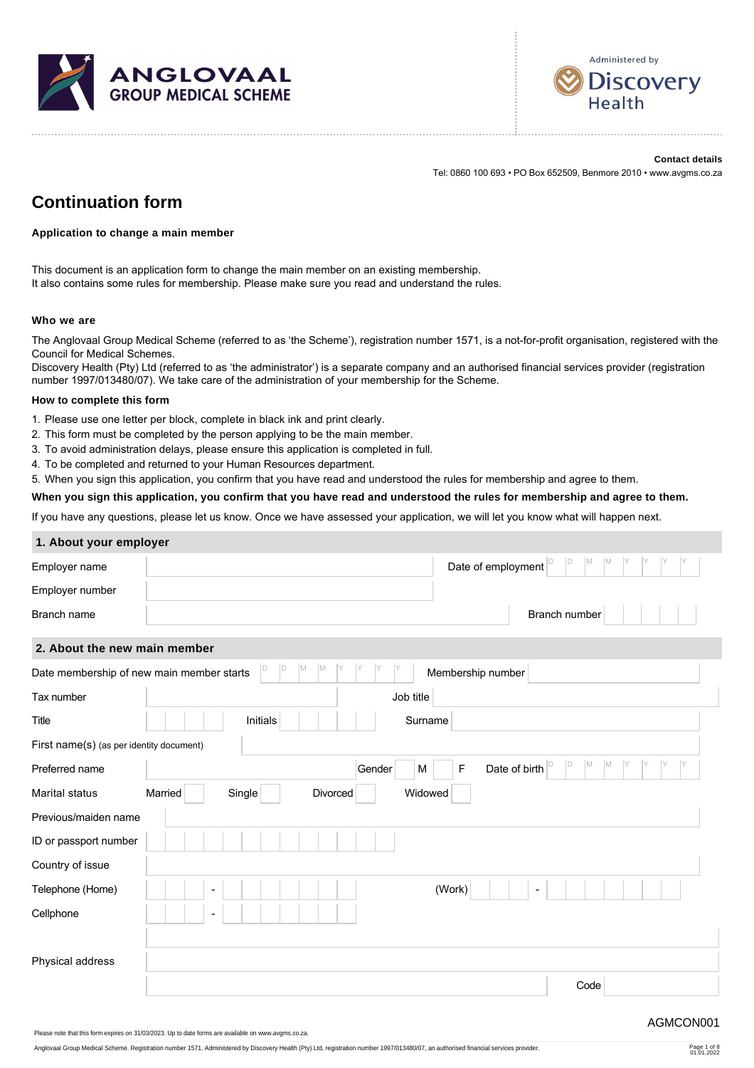ANGLOVAAL GROUP MEDICAL SCHEME

Administered by Discovery Health

**Contact details**
Tel: 0860 100 693 • PO Box 652509, Benmore 2010 • www.avgms.co.za

# Continuation form

**Application to change a main member**

This document is an application form to change the main member on an existing membership.
It also contains some rules for membership. Please make sure you read and understand the rules.

**Who we are**

The Anglovaal Group Medical Scheme (referred to as 'the Scheme'), registration number 1571, is a not-for-profit organisation, registered with the Council for Medical Schemes.
Discovery Health (Pty) Ltd (referred to as 'the administrator') is a separate company and an authorised financial services provider (registration number 1997/013480/07). We take care of the administration of your membership for the Scheme.

**How to complete this form**

1. Please use one letter per block, complete in black ink and print clearly.
2. This form must be completed by the person applying to be the main member.
3. To avoid administration delays, please ensure this application is completed in full.
4. To be completed and returned to your Human Resources department.
5. When you sign this application, you confirm that you have read and understood the rules for membership and agree to them.

**When you sign this application, you confirm that you have read and understood the rules for membership and agree to them.**

If you have any questions, please let us know. Once we have assessed your application, we will let you know what will happen next.

## 1. About your employer

| | | | |
|---|---|---|---|
| Employer name | | Date of employment | D D M M Y Y Y Y |
| Employer number | | | |
| Branch name | | Branch number | |

## 2. About the new main member

| | | | | | | | |
|---|---|---|---|---|---|---|---|
| Date membership of new main member starts | D D M M Y Y Y Y | | | Membership number | | | |
| Tax number | | | | Job title | | | |
| Title | | Initials | | Surname | | | |
| First name(s) (as per identity document) | | | | | | | |
| Preferred name | | | | Gender | M | F | Date of birth D D M M Y Y Y Y |
| Marital status | Married | Single | Divorced | Widowed | | | |
| Previous/maiden name | | | | | | | |
| ID or passport number | | | | | | | |
| Country of issue | | | | | | | |
| Telephone (Home) | - | | | (Work) | - | | |
| Cellphone | - | | | | | | |
| Physical address | | | | | | | |
| | | | | | | Code | |

AGMCON001

Please note that this form expires on 31/03/2023. Up to date forms are available on www.avgms.co.za.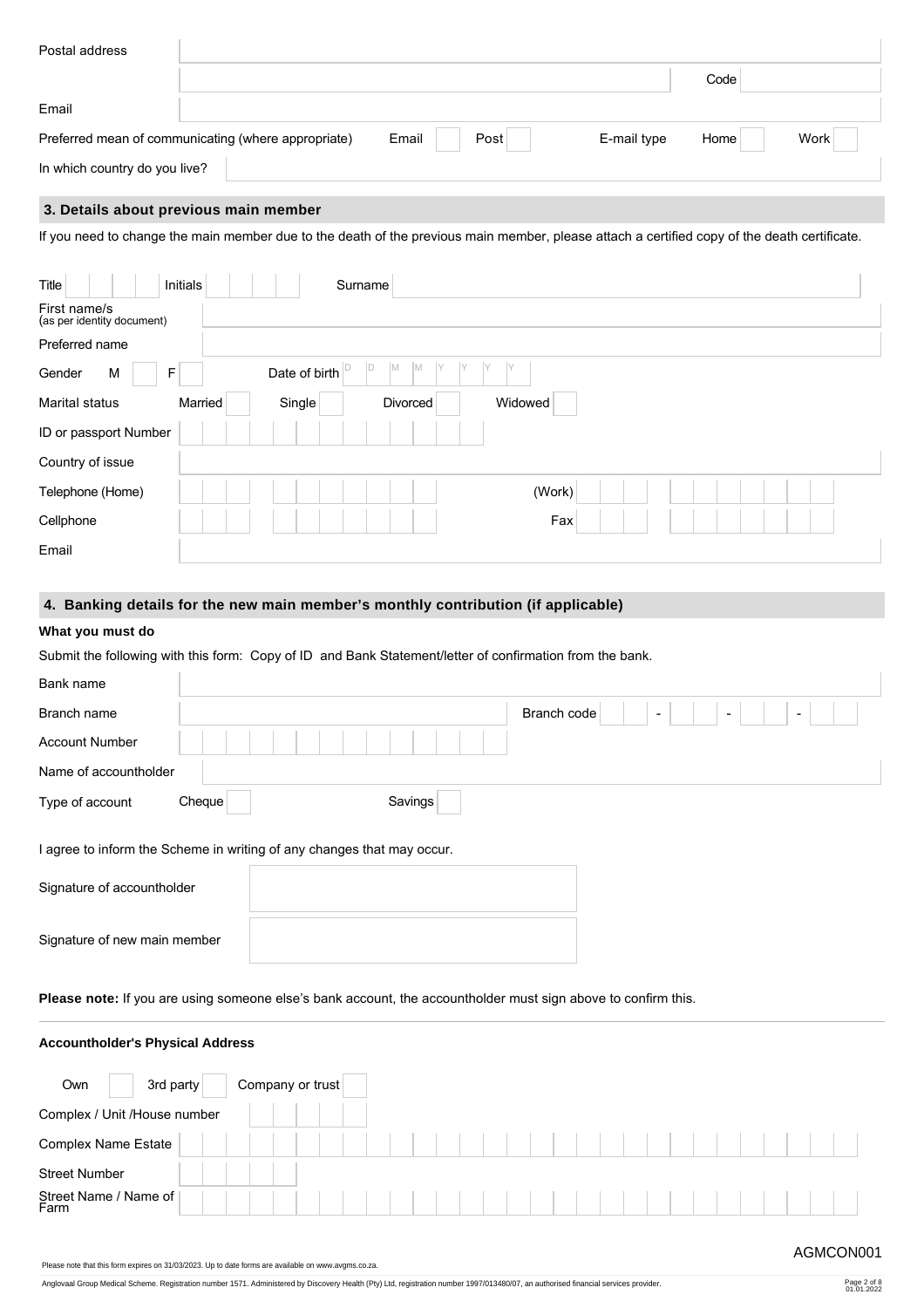| Postal address | | | |
|---|---|---|---|
| | | Code | |
| Email | | | |

Preferred mean of communicating (where appropriate) Email [ ] Post [ ] E-mail type Home [ ] Work [ ]

In which country do you live?

## 3. Details about previous main member

If you need to change the main member due to the death of the previous main member, please attach a certified copy of the death certificate.

| Title | | Initials | | Surname | |
|---|---|---|---|---|---|

| First name/s (as per identity document) | |
|---|---|
| Preferred name | |

Gender M [ ] F [ ] Date of birth D D M M Y Y Y Y

Marital status Married [ ] Single [ ] Divorced [ ] Widowed [ ]

| ID or passport Number | |
|---|---|
| Country of issue | |
| Telephone (Home) | (Work) |
| Cellphone | Fax |
| Email | |

## 4. Banking details for the new main member's monthly contribution (if applicable)

**What you must do**

Submit the following with this form: Copy of ID and Bank Statement/letter of confirmation from the bank.

| Bank name | | | |
|---|---|---|---|
| Branch name | | Branch code | - - - |
| Account Number | | | |
| Name of accountholder | | | |

Type of account Cheque [ ] Savings [ ]

I agree to inform the Scheme in writing of any changes that may occur.

| Signature of accountholder | |
|---|---|
| Signature of new main member | |

**Please note:** If you are using someone else's bank account, the accountholder must sign above to confirm this.

**Accountholder's Physical Address**

Own [ ] 3rd party [ ] Company or trust [ ]

| Complex / Unit /House number | |
|---|---|
| Complex Name Estate | |
| Street Number | |
| Street Name / Name of Farm | |

AGMCON001

Please note that this form expires on 31/03/2023. Up to date forms are available on www.avgms.co.za.

Anglovaal Group Medical Scheme. Registration number 1571. Administered by Discovery Health (Pty) Ltd, registration number 1997/013480/07, an authorised financial services provider.

01.01.2022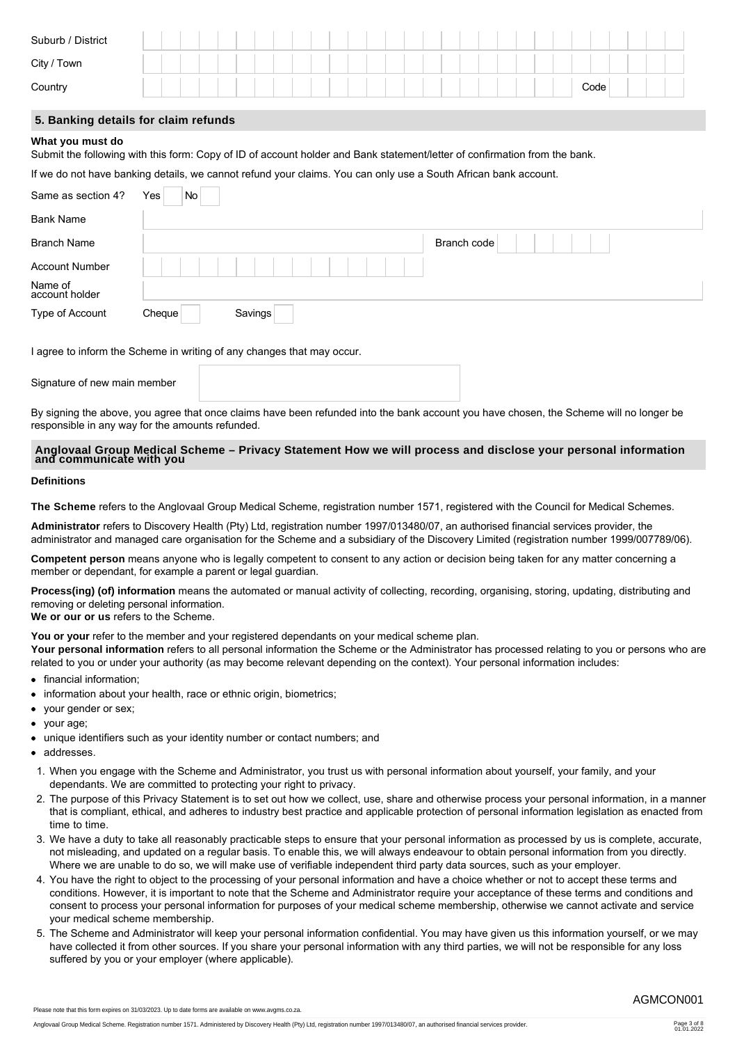| | |
|---|---|
| Suburb / District | |
| City / Town | |
| Country | Code |

## 5. Banking details for claim refunds

**What you must do**

Submit the following with this form: Copy of ID of account holder and Bank statement/letter of confirmation from the bank.

If we do not have banking details, we cannot refund your claims. You can only use a South African bank account.

| | |
|---|---|
| Same as section 4? | Yes ☐ No ☐ |
| Bank Name | |
| Branch Name | Branch code |
| Account Number | |
| Name of account holder | |
| Type of Account | Cheque ☐ Savings ☐ |

I agree to inform the Scheme in writing of any changes that may occur.

Signature of new main member

By signing the above, you agree that once claims have been refunded into the bank account you have chosen, the Scheme will no longer be responsible in any way for the amounts refunded.

## Anglovaal Group Medical Scheme – Privacy Statement How we will process and disclose your personal information and communicate with you

**Definitions**

**The Scheme** refers to the Anglovaal Group Medical Scheme, registration number 1571, registered with the Council for Medical Schemes.

**Administrator** refers to Discovery Health (Pty) Ltd, registration number 1997/013480/07, an authorised financial services provider, the administrator and managed care organisation for the Scheme and a subsidiary of the Discovery Limited (registration number 1999/007789/06).

**Competent person** means anyone who is legally competent to consent to any action or decision being taken for any matter concerning a member or dependant, for example a parent or legal guardian.

**Process(ing) (of) information** means the automated or manual activity of collecting, recording, organising, storing, updating, distributing and removing or deleting personal information.

**We or our or us** refers to the Scheme.

**You or your** refer to the member and your registered dependants on your medical scheme plan.

**Your personal information** refers to all personal information the Scheme or the Administrator has processed relating to you or persons who are related to you or under your authority (as may become relevant depending on the context). Your personal information includes:

- financial information;
- information about your health, race or ethnic origin, biometrics;
- your gender or sex;
- your age;
- unique identifiers such as your identity number or contact numbers; and
- addresses.

1. When you engage with the Scheme and Administrator, you trust us with personal information about yourself, your family, and your dependants. We are committed to protecting your right to privacy.
2. The purpose of this Privacy Statement is to set out how we collect, use, share and otherwise process your personal information, in a manner that is compliant, ethical, and adheres to industry best practice and applicable protection of personal information legislation as enacted from time to time.
3. We have a duty to take all reasonably practicable steps to ensure that your personal information as processed by us is complete, accurate, not misleading, and updated on a regular basis. To enable this, we will always endeavour to obtain personal information from you directly. Where we are unable to do so, we will make use of verifiable independent third party data sources, such as your employer.
4. You have the right to object to the processing of your personal information and have a choice whether or not to accept these terms and conditions. However, it is important to note that the Scheme and Administrator require your acceptance of these terms and conditions and consent to process your personal information for purposes of your medical scheme membership, otherwise we cannot activate and service your medical scheme membership.
5. The Scheme and Administrator will keep your personal information confidential. You may have given us this information yourself, or we may have collected it from other sources. If you share your personal information with any third parties, we will not be responsible for any loss suffered by you or your employer (where applicable).

Please note that this form expires on 31/03/2023. Up to date forms are available on www.avgms.co.za.

AGMCON001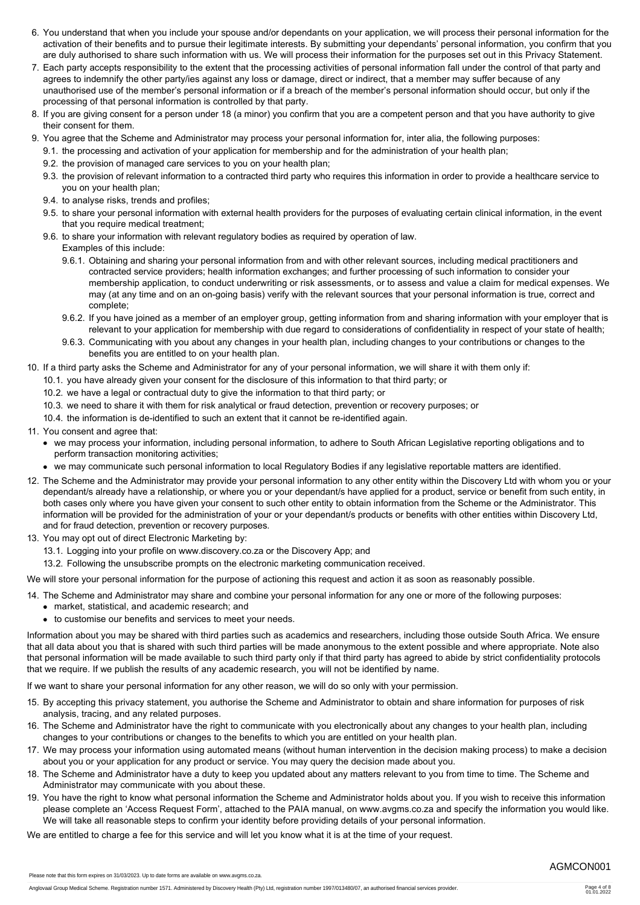6. You understand that when you include your spouse and/or dependants on your application, we will process their personal information for the activation of their benefits and to pursue their legitimate interests. By submitting your dependants' personal information, you confirm that you are duly authorised to share such information with us. We will process their information for the purposes set out in this Privacy Statement.
7. Each party accepts responsibility to the extent that the processing activities of personal information fall under the control of that party and agrees to indemnify the other party/ies against any loss or damage, direct or indirect, that a member may suffer because of any unauthorised use of the member's personal information or if a breach of the member's personal information should occur, but only if the processing of that personal information is controlled by that party.
8. If you are giving consent for a person under 18 (a minor) you confirm that you are a competent person and that you have authority to give their consent for them.
9. You agree that the Scheme and Administrator may process your personal information for, inter alia, the following purposes:
   - 9.1. the processing and activation of your application for membership and for the administration of your health plan;
   - 9.2. the provision of managed care services to you on your health plan;
   - 9.3. the provision of relevant information to a contracted third party who requires this information in order to provide a healthcare service to you on your health plan;
   - 9.4. to analyse risks, trends and profiles;
   - 9.5. to share your personal information with external health providers for the purposes of evaluating certain clinical information, in the event that you require medical treatment;
   - 9.6. to share your information with relevant regulatory bodies as required by operation of law.

     Examples of this include:
     - 9.6.1. Obtaining and sharing your personal information from and with other relevant sources, including medical practitioners and contracted service providers; health information exchanges; and further processing of such information to consider your membership application, to conduct underwriting or risk assessments, or to assess and value a claim for medical expenses. We may (at any time and on an on-going basis) verify with the relevant sources that your personal information is true, correct and complete;
     - 9.6.2. If you have joined as a member of an employer group, getting information from and sharing information with your employer that is relevant to your application for membership with due regard to considerations of confidentiality in respect of your state of health;
     - 9.6.3. Communicating with you about any changes in your health plan, including changes to your contributions or changes to the benefits you are entitled to on your health plan.
10. If a third party asks the Scheme and Administrator for any of your personal information, we will share it with them only if:
    - 10.1. you have already given your consent for the disclosure of this information to that third party; or
    - 10.2. we have a legal or contractual duty to give the information to that third party; or
    - 10.3. we need to share it with them for risk analytical or fraud detection, prevention or recovery purposes; or
    - 10.4. the information is de-identified to such an extent that it cannot be re-identified again.
11. You consent and agree that:
    - we may process your information, including personal information, to adhere to South African Legislative reporting obligations and to perform transaction monitoring activities;
    - we may communicate such personal information to local Regulatory Bodies if any legislative reportable matters are identified.
12. The Scheme and the Administrator may provide your personal information to any other entity within the Discovery Ltd with whom you or your dependant/s already have a relationship, or where you or your dependant/s have applied for a product, service or benefit from such entity, in both cases only where you have given your consent to such other entity to obtain information from the Scheme or the Administrator. This information will be provided for the administration of your or your dependant/s products or benefits with other entities within Discovery Ltd, and for fraud detection, prevention or recovery purposes.
13. You may opt out of direct Electronic Marketing by:
    - 13.1. Logging into your profile on www.discovery.co.za or the Discovery App; and
    - 13.2. Following the unsubscribe prompts on the electronic marketing communication received.

We will store your personal information for the purpose of actioning this request and action it as soon as reasonably possible.

14. The Scheme and Administrator may share and combine your personal information for any one or more of the following purposes:
    - market, statistical, and academic research; and
    - to customise our benefits and services to meet your needs.

Information about you may be shared with third parties such as academics and researchers, including those outside South Africa. We ensure that all data about you that is shared with such third parties will be made anonymous to the extent possible and where appropriate. Note also that personal information will be made available to such third party only if that third party has agreed to abide by strict confidentiality protocols that we require. If we publish the results of any academic research, you will not be identified by name.

If we want to share your personal information for any other reason, we will do so only with your permission.

15. By accepting this privacy statement, you authorise the Scheme and Administrator to obtain and share information for purposes of risk analysis, tracing, and any related purposes.
16. The Scheme and Administrator have the right to communicate with you electronically about any changes to your health plan, including changes to your contributions or changes to the benefits to which you are entitled on your health plan.
17. We may process your information using automated means (without human intervention in the decision making process) to make a decision about you or your application for any product or service. You may query the decision made about you.
18. The Scheme and Administrator have a duty to keep you updated about any matters relevant to you from time to time. The Scheme and Administrator may communicate with you about these.
19. You have the right to know what personal information the Scheme and Administrator holds about you. If you wish to receive this information please complete an 'Access Request Form', attached to the PAIA manual, on www.avgms.co.za and specify the information you would like. We will take all reasonable steps to confirm your identity before providing details of your personal information.

We are entitled to charge a fee for this service and will let you know what it is at the time of your request.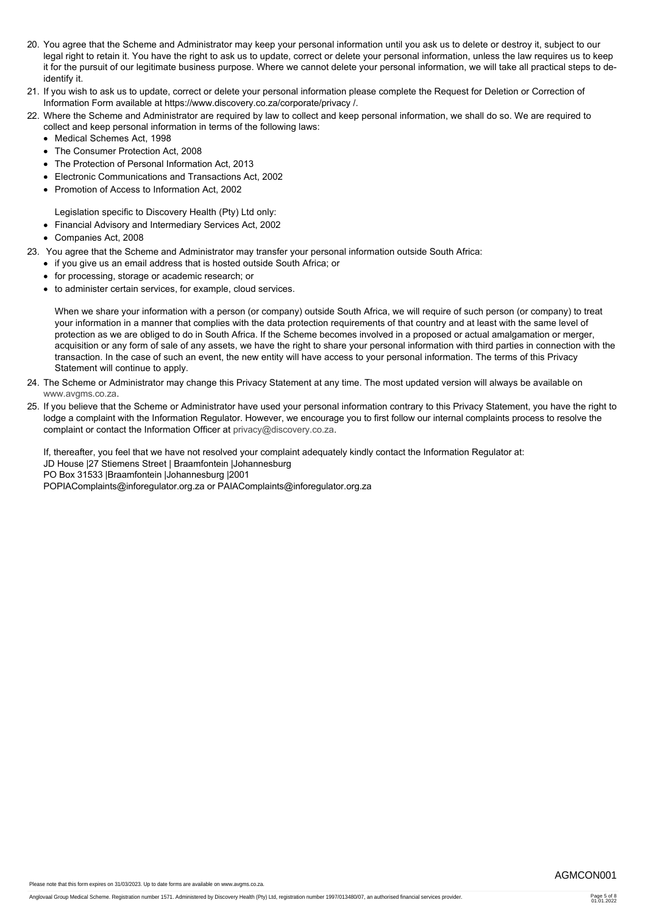20. You agree that the Scheme and Administrator may keep your personal information until you ask us to delete or destroy it, subject to our legal right to retain it. You have the right to ask us to update, correct or delete your personal information, unless the law requires us to keep it for the pursuit of our legitimate business purpose. Where we cannot delete your personal information, we will take all practical steps to de-identify it.
21. If you wish to ask us to update, correct or delete your personal information please complete the Request for Deletion or Correction of Information Form available at https://www.discovery.co.za/corporate/privacy /.
22. Where the Scheme and Administrator are required by law to collect and keep personal information, we shall do so. We are required to collect and keep personal information in terms of the following laws:
    - Medical Schemes Act, 1998
    - The Consumer Protection Act, 2008
    - The Protection of Personal Information Act, 2013
    - Electronic Communications and Transactions Act, 2002
    - Promotion of Access to Information Act, 2002

    Legislation specific to Discovery Health (Pty) Ltd only:

    - Financial Advisory and Intermediary Services Act, 2002
    - Companies Act, 2008
23. You agree that the Scheme and Administrator may transfer your personal information outside South Africa:
    - if you give us an email address that is hosted outside South Africa; or
    - for processing, storage or academic research; or
    - to administer certain services, for example, cloud services.

    When we share your information with a person (or company) outside South Africa, we will require of such person (or company) to treat your information in a manner that complies with the data protection requirements of that country and at least with the same level of protection as we are obliged to do in South Africa. If the Scheme becomes involved in a proposed or actual amalgamation or merger, acquisition or any form of sale of any assets, we have the right to share your personal information with third parties in connection with the transaction. In the case of such an event, the new entity will have access to your personal information. The terms of this Privacy Statement will continue to apply.
24. The Scheme or Administrator may change this Privacy Statement at any time. The most updated version will always be available on www.avgms.co.za.
25. If you believe that the Scheme or Administrator have used your personal information contrary to this Privacy Statement, you have the right to lodge a complaint with the Information Regulator. However, we encourage you to first follow our internal complaints process to resolve the complaint or contact the Information Officer at privacy@discovery.co.za.

    If, thereafter, you feel that we have not resolved your complaint adequately kindly contact the Information Regulator at:
    JD House |27 Stiemens Street | Braamfontein |Johannesburg
    PO Box 31533 |Braamfontein |Johannesburg |2001
    POPIAComplaints@inforegulator.org.za or PAIAComplaints@inforegulator.org.za

AGMCON001

Please note that this form expires on 31/03/2023. Up to date forms are available on www.avgms.co.za.

Anglovaal Group Medical Scheme. Registration number 1571. Administered by Discovery Health (Pty) Ltd, registration number 1997/013480/07, an authorised financial services provider.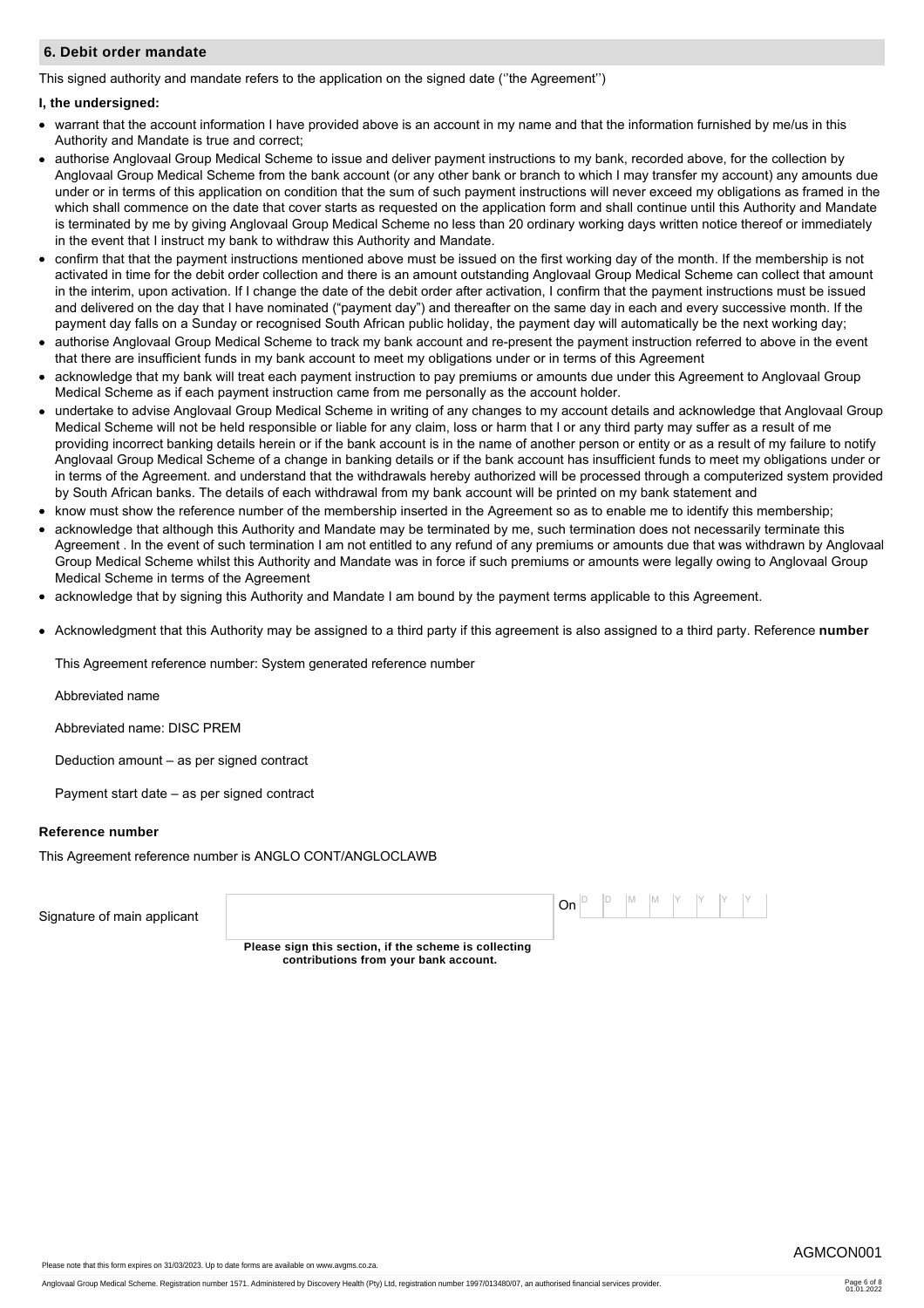## 6. Debit order mandate

This signed authority and mandate refers to the application on the signed date (''the Agreement'')

**I, the undersigned:**

- warrant that the account information I have provided above is an account in my name and that the information furnished by me/us in this Authority and Mandate is true and correct;
- authorise Anglovaal Group Medical Scheme to issue and deliver payment instructions to my bank, recorded above, for the collection by Anglovaal Group Medical Scheme from the bank account (or any other bank or branch to which I may transfer my account) any amounts due under or in terms of this application on condition that the sum of such payment instructions will never exceed my obligations as framed in the which shall commence on the date that cover starts as requested on the application form and shall continue until this Authority and Mandate is terminated by me by giving Anglovaal Group Medical Scheme no less than 20 ordinary working days written notice thereof or immediately in the event that I instruct my bank to withdraw this Authority and Mandate.
- confirm that that the payment instructions mentioned above must be issued on the first working day of the month. If the membership is not activated in time for the debit order collection and there is an amount outstanding Anglovaal Group Medical Scheme can collect that amount in the interim, upon activation. If I change the date of the debit order after activation, I confirm that the payment instructions must be issued and delivered on the day that I have nominated ("payment day") and thereafter on the same day in each and every successive month. If the payment day falls on a Sunday or recognised South African public holiday, the payment day will automatically be the next working day;
- authorise Anglovaal Group Medical Scheme to track my bank account and re-present the payment instruction referred to above in the event that there are insufficient funds in my bank account to meet my obligations under or in terms of this Agreement
- acknowledge that my bank will treat each payment instruction to pay premiums or amounts due under this Agreement to Anglovaal Group Medical Scheme as if each payment instruction came from me personally as the account holder.
- undertake to advise Anglovaal Group Medical Scheme in writing of any changes to my account details and acknowledge that Anglovaal Group Medical Scheme will not be held responsible or liable for any claim, loss or harm that I or any third party may suffer as a result of me providing incorrect banking details herein or if the bank account is in the name of another person or entity or as a result of my failure to notify Anglovaal Group Medical Scheme of a change in banking details or if the bank account has insufficient funds to meet my obligations under or in terms of the Agreement. and understand that the withdrawals hereby authorized will be processed through a computerized system provided by South African banks. The details of each withdrawal from my bank account will be printed on my bank statement and
- know must show the reference number of the membership inserted in the Agreement so as to enable me to identify this membership;
- acknowledge that although this Authority and Mandate may be terminated by me, such termination does not necessarily terminate this Agreement . In the event of such termination I am not entitled to any refund of any premiums or amounts due that was withdrawn by Anglovaal Group Medical Scheme whilst this Authority and Mandate was in force if such premiums or amounts were legally owing to Anglovaal Group Medical Scheme in terms of the Agreement
- acknowledge that by signing this Authority and Mandate I am bound by the payment terms applicable to this Agreement.
- Acknowledgment that this Authority may be assigned to a third party if this agreement is also assigned to a third party. Reference **number**

  This Agreement reference number: System generated reference number

  Abbreviated name

  Abbreviated name: DISC PREM

  Deduction amount – as per signed contract

  Payment start date – as per signed contract

**Reference number**

This Agreement reference number is ANGLO CONT/ANGLOCLAWB

Signature of main applicant ____________________ On D D M M Y Y Y Y

**Please sign this section, if the scheme is collecting contributions from your bank account.**

Please note that this form expires on 31/03/2023. Up to date forms are available on www.avgms.co.za.

AGMCON001

Anglovaal Group Medical Scheme. Registration number 1571. Administered by Discovery Health (Pty) Ltd, registration number 1997/013480/07, an authorised financial services provider.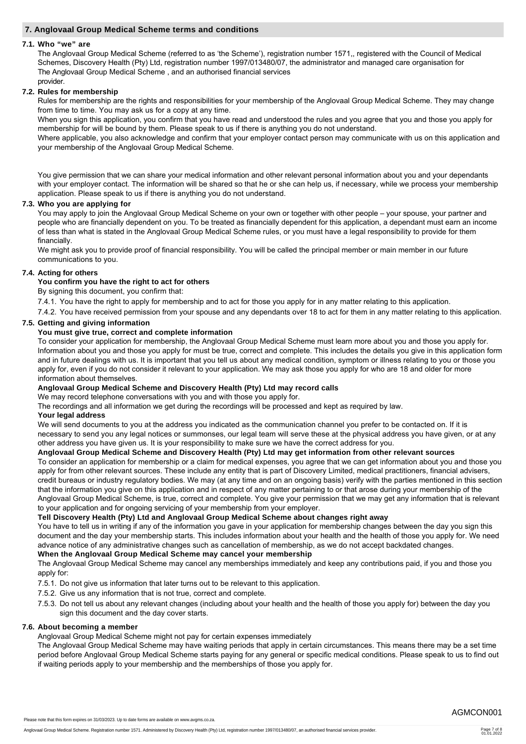## 7. Anglovaal Group Medical Scheme terms and conditions

### 7.1. Who "we" are

The Anglovaal Group Medical Scheme (referred to as 'the Scheme'), registration number 1571,, registered with the Council of Medical Schemes, Discovery Health (Pty) Ltd, registration number 1997/013480/07, the administrator and managed care organisation for The Anglovaal Group Medical Scheme , and an authorised financial services provider.

### 7.2. Rules for membership

Rules for membership are the rights and responsibilities for your membership of the Anglovaal Group Medical Scheme. They may change from time to time. You may ask us for a copy at any time.

When you sign this application, you confirm that you have read and understood the rules and you agree that you and those you apply for membership for will be bound by them. Please speak to us if there is anything you do not understand.

Where applicable, you also acknowledge and confirm that your employer contact person may communicate with us on this application and your membership of the Anglovaal Group Medical Scheme.

You give permission that we can share your medical information and other relevant personal information about you and your dependants with your employer contact. The information will be shared so that he or she can help us, if necessary, while we process your membership application. Please speak to us if there is anything you do not understand.

### 7.3. Who you are applying for

You may apply to join the Anglovaal Group Medical Scheme on your own or together with other people – your spouse, your partner and people who are financially dependent on you. To be treated as financially dependent for this application, a dependant must earn an income of less than what is stated in the Anglovaal Group Medical Scheme rules, or you must have a legal responsibility to provide for them financially.

We might ask you to provide proof of financial responsibility. You will be called the principal member or main member in our future communications to you.

### 7.4. Acting for others

**You confirm you have the right to act for others**

By signing this document, you confirm that:

7.4.1. You have the right to apply for membership and to act for those you apply for in any matter relating to this application.

7.4.2. You have received permission from your spouse and any dependants over 18 to act for them in any matter relating to this application.

### 7.5. Getting and giving information

**You must give true, correct and complete information**

To consider your application for membership, the Anglovaal Group Medical Scheme must learn more about you and those you apply for. Information about you and those you apply for must be true, correct and complete. This includes the details you give in this application form and in future dealings with us. It is important that you tell us about any medical condition, symptom or illness relating to you or those you apply for, even if you do not consider it relevant to your application. We may ask those you apply for who are 18 and older for more information about themselves.

**Anglovaal Group Medical Scheme and Discovery Health (Pty) Ltd may record calls**

We may record telephone conversations with you and with those you apply for.

The recordings and all information we get during the recordings will be processed and kept as required by law.

**Your legal address**

We will send documents to you at the address you indicated as the communication channel you prefer to be contacted on. If it is necessary to send you any legal notices or summonses, our legal team will serve these at the physical address you have given, or at any other address you have given us. It is your responsibility to make sure we have the correct address for you.

**Anglovaal Group Medical Scheme and Discovery Health (Pty) Ltd may get information from other relevant sources**

To consider an application for membership or a claim for medical expenses, you agree that we can get information about you and those you apply for from other relevant sources. These include any entity that is part of Discovery Limited, medical practitioners, financial advisers, credit bureaus or industry regulatory bodies. We may (at any time and on an ongoing basis) verify with the parties mentioned in this section that the information you give on this application and in respect of any matter pertaining to or that arose during your membership of the Anglovaal Group Medical Scheme, is true, correct and complete. You give your permission that we may get any information that is relevant to your application and for ongoing servicing of your membership from your employer.

**Tell Discovery Health (Pty) Ltd and Anglovaal Group Medical Scheme about changes right away**

You have to tell us in writing if any of the information you gave in your application for membership changes between the day you sign this document and the day your membership starts. This includes information about your health and the health of those you apply for. We need advance notice of any administrative changes such as cancellation of membership, as we do not accept backdated changes.

**When the Anglovaal Group Medical Scheme may cancel your membership**

The Anglovaal Group Medical Scheme may cancel any memberships immediately and keep any contributions paid, if you and those you apply for:

7.5.1. Do not give us information that later turns out to be relevant to this application.

7.5.2. Give us any information that is not true, correct and complete.

7.5.3. Do not tell us about any relevant changes (including about your health and the health of those you apply for) between the day you sign this document and the day cover starts.

### 7.6. About becoming a member

Anglovaal Group Medical Scheme might not pay for certain expenses immediately

The Anglovaal Group Medical Scheme may have waiting periods that apply in certain circumstances. This means there may be a set time period before Anglovaal Group Medical Scheme starts paying for any general or specific medical conditions. Please speak to us to find out if waiting periods apply to your membership and the memberships of those you apply for.

AGMCON001

Please note that this form expires on 31/03/2023. Up to date forms are available on www.avgms.co.za.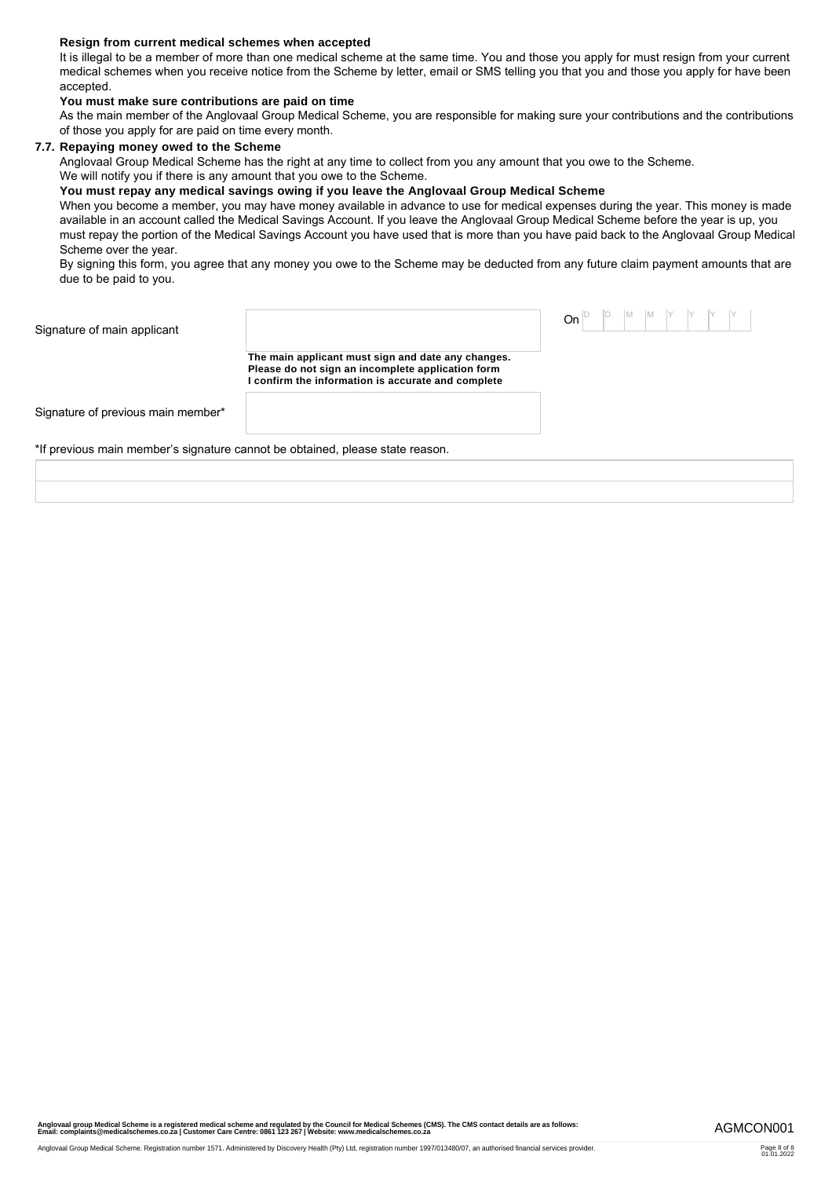**Resign from current medical schemes when accepted**

It is illegal to be a member of more than one medical scheme at the same time. You and those you apply for must resign from your current medical schemes when you receive notice from the Scheme by letter, email or SMS telling you that you and those you apply for have been accepted.

**You must make sure contributions are paid on time**

As the main member of the Anglovaal Group Medical Scheme, you are responsible for making sure your contributions and the contributions of those you apply for are paid on time every month.

### 7.7. Repaying money owed to the Scheme

Anglovaal Group Medical Scheme has the right at any time to collect from you any amount that you owe to the Scheme.
We will notify you if there is any amount that you owe to the Scheme.

**You must repay any medical savings owing if you leave the Anglovaal Group Medical Scheme**

When you become a member, you may have money available in advance to use for medical expenses during the year. This money is made available in an account called the Medical Savings Account. If you leave the Anglovaal Group Medical Scheme before the year is up, you must repay the portion of the Medical Savings Account you have used that is more than you have paid back to the Anglovaal Group Medical Scheme over the year.

By signing this form, you agree that any money you owe to the Scheme may be deducted from any future claim payment amounts that are due to be paid to you.

Signature of main applicant ____________________ On D D M M Y Y Y Y

**The main applicant must sign and date any changes.**
**Please do not sign an incomplete application form**
**I confirm the information is accurate and complete**

Signature of previous main member* ____________________

*If previous main member's signature cannot be obtained, please state reason.

____________________

____________________

**Anglovaal group Medical Scheme is a registered medical scheme and regulated by the Council for Medical Schemes (CMS). The CMS contact details are as follows:**
**Email: complaints@medicalschemes.co.za | Customer Care Centre: 0861 123 267 | Website: www.medicalschemes.co.za**

AGMCON001

Anglovaal Group Medical Scheme. Registration number 1571. Administered by Discovery Health (Pty) Ltd, registration number 1997/013480/07, an authorised financial services provider.

01.01.2022